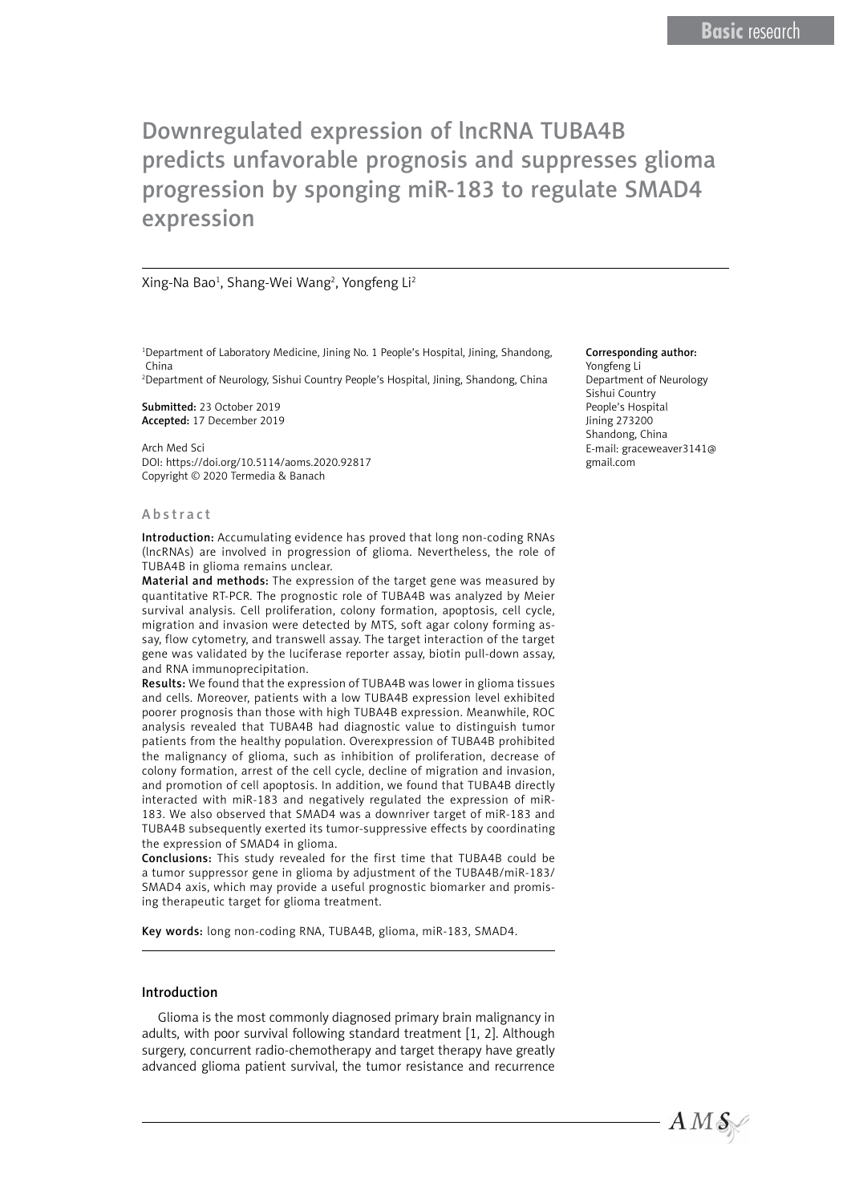# Downregulated expression of lncRNA TUBA4B predicts unfavorable prognosis and suppresses glioma progression by sponging miR-183 to regulate SMAD4 expression

Xing-Na Bao[1], Shang-Wei Wang[2], Yongfeng Li[2]

[1]Department of Laboratory Medicine, Jining No. 1 People's Hospital, Jining, Shandong, China
[2]Department of Neurology, Sishui Country People's Hospital, Jining, Shandong, China

**Submitted:** 23 October 2019
**Accepted:** 17 December 2019

Arch Med Sci
DOI: https://doi.org/10.5114/aoms.2020.92817
Copyright © 2020 Termedia & Banach

**Corresponding author:**
Yongfeng Li
Department of Neurology
Sishui Country
People's Hospital
Jining 273200
Shandong, China
E-mail: graceweaver3141@gmail.com

## Abstract

**Introduction:** Accumulating evidence has proved that long non-coding RNAs (lncRNAs) are involved in progression of glioma. Nevertheless, the role of TUBA4B in glioma remains unclear.

**Material and methods:** The expression of the target gene was measured by quantitative RT-PCR. The prognostic role of TUBA4B was analyzed by Meier survival analysis. Cell proliferation, colony formation, apoptosis, cell cycle, migration and invasion were detected by MTS, soft agar colony forming assay, flow cytometry, and transwell assay. The target interaction of the target gene was validated by the luciferase reporter assay, biotin pull-down assay, and RNA immunoprecipitation.

**Results:** We found that the expression of TUBA4B was lower in glioma tissues and cells. Moreover, patients with a low TUBA4B expression level exhibited poorer prognosis than those with high TUBA4B expression. Meanwhile, ROC analysis revealed that TUBA4B had diagnostic value to distinguish tumor patients from the healthy population. Overexpression of TUBA4B prohibited the malignancy of glioma, such as inhibition of proliferation, decrease of colony formation, arrest of the cell cycle, decline of migration and invasion, and promotion of cell apoptosis. In addition, we found that TUBA4B directly interacted with miR-183 and negatively regulated the expression of miR-183. We also observed that SMAD4 was a downriver target of miR-183 and TUBA4B subsequently exerted its tumor-suppressive effects by coordinating the expression of SMAD4 in glioma.

**Conclusions:** This study revealed for the first time that TUBA4B could be a tumor suppressor gene in glioma by adjustment of the TUBA4B/miR-183/SMAD4 axis, which may provide a useful prognostic biomarker and promising therapeutic target for glioma treatment.

**Key words:** long non-coding RNA, TUBA4B, glioma, miR-183, SMAD4.

## Introduction

Glioma is the most commonly diagnosed primary brain malignancy in adults, with poor survival following standard treatment [1, 2]. Although surgery, concurrent radio-chemotherapy and target therapy have greatly advanced glioma patient survival, the tumor resistance and recurrence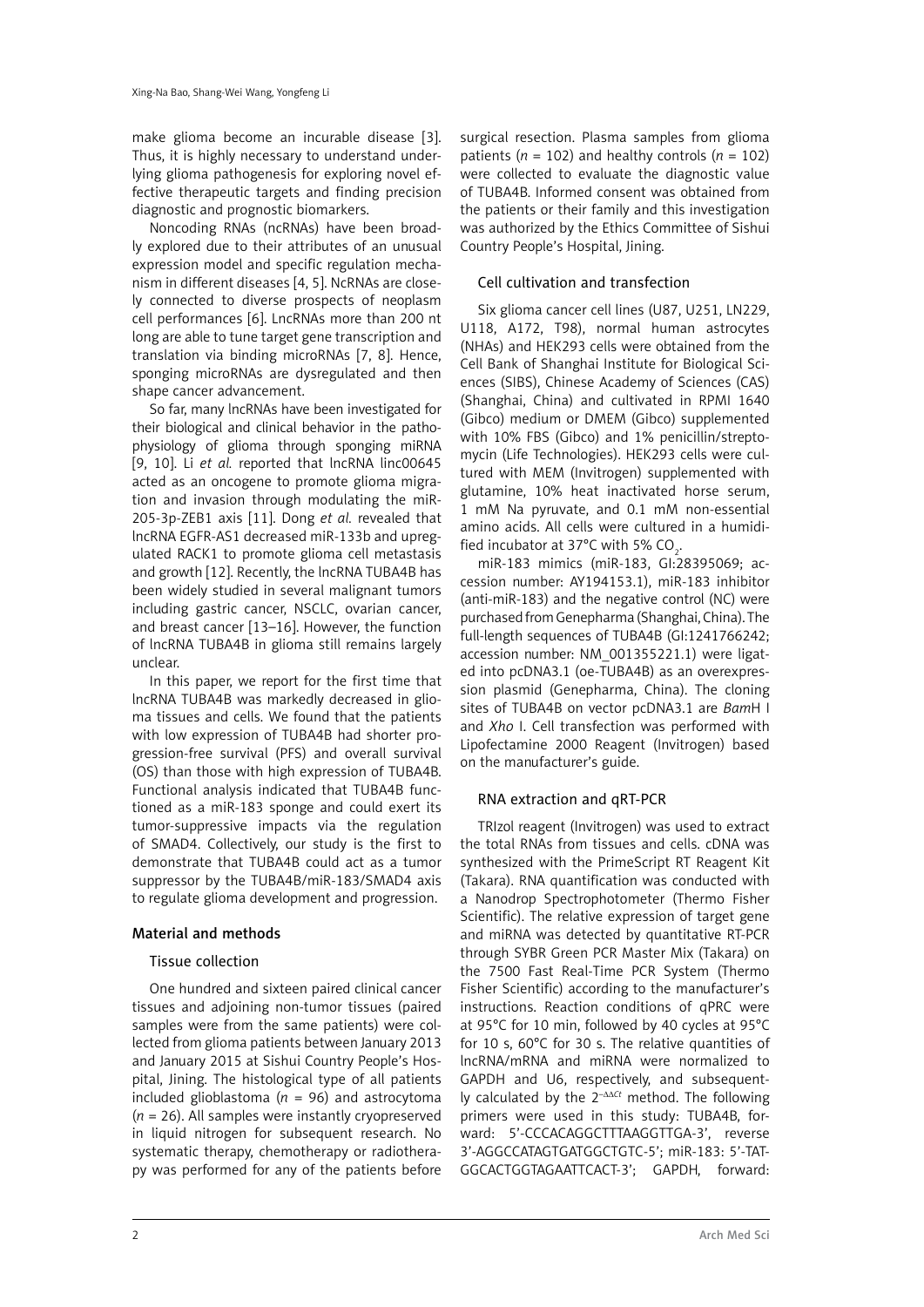make glioma become an incurable disease [3]. Thus, it is highly necessary to understand underlying glioma pathogenesis for exploring novel effective therapeutic targets and finding precision diagnostic and prognostic biomarkers.

Noncoding RNAs (ncRNAs) have been broadly explored due to their attributes of an unusual expression model and specific regulation mechanism in different diseases [4, 5]. NcRNAs are closely connected to diverse prospects of neoplasm cell performances [6]. LncRNAs more than 200 nt long are able to tune target gene transcription and translation via binding microRNAs [7, 8]. Hence, sponging microRNAs are dysregulated and then shape cancer advancement.

So far, many lncRNAs have been investigated for their biological and clinical behavior in the pathophysiology of glioma through sponging miRNA [9, 10]. Li *et al.* reported that lncRNA linc00645 acted as an oncogene to promote glioma migration and invasion through modulating the miR-205-3p-ZEB1 axis [11]. Dong *et al.* revealed that lncRNA EGFR-AS1 decreased miR-133b and upregulated RACK1 to promote glioma cell metastasis and growth [12]. Recently, the lncRNA TUBA4B has been widely studied in several malignant tumors including gastric cancer, NSCLC, ovarian cancer, and breast cancer [13–16]. However, the function of lncRNA TUBA4B in glioma still remains largely unclear.

In this paper, we report for the first time that lncRNA TUBA4B was markedly decreased in glioma tissues and cells. We found that the patients with low expression of TUBA4B had shorter progression-free survival (PFS) and overall survival (OS) than those with high expression of TUBA4B. Functional analysis indicated that TUBA4B functioned as a miR-183 sponge and could exert its tumor-suppressive impacts via the regulation of SMAD4. Collectively, our study is the first to demonstrate that TUBA4B could act as a tumor suppressor by the TUBA4B/miR-183/SMAD4 axis to regulate glioma development and progression.

## Material and methods

### Tissue collection

One hundred and sixteen paired clinical cancer tissues and adjoining non-tumor tissues (paired samples were from the same patients) were collected from glioma patients between January 2013 and January 2015 at Sishui Country People's Hospital, Jining. The histological type of all patients included glioblastoma ($n$ = 96) and astrocytoma ($n$ = 26). All samples were instantly cryopreserved in liquid nitrogen for subsequent research. No systematic therapy, chemotherapy or radiotherapy was performed for any of the patients before surgical resection. Plasma samples from glioma patients ($n$ = 102) and healthy controls ($n$ = 102) were collected to evaluate the diagnostic value of TUBA4B. Informed consent was obtained from the patients or their family and this investigation was authorized by the Ethics Committee of Sishui Country People's Hospital, Jining.

### Cell cultivation and transfection

Six glioma cancer cell lines (U87, U251, LN229, U118, A172, T98), normal human astrocytes (NHAs) and HEK293 cells were obtained from the Cell Bank of Shanghai Institute for Biological Sciences (SIBS), Chinese Academy of Sciences (CAS) (Shanghai, China) and cultivated in RPMI 1640 (Gibco) medium or DMEM (Gibco) supplemented with 10% FBS (Gibco) and 1% penicillin/streptomycin (Life Technologies). HEK293 cells were cultured with MEM (Invitrogen) supplemented with glutamine, 10% heat inactivated horse serum, 1 mM Na pyruvate, and 0.1 mM non-essential amino acids. All cells were cultured in a humidified incubator at 37°C with 5% $CO_2$.

miR-183 mimics (miR-183, GI:28395069; accession number: AY194153.1), miR-183 inhibitor (anti-miR-183) and the negative control (NC) were purchased from Genepharma (Shanghai, China). The full-length sequences of TUBA4B (GI:1241766242; accession number: NM_001355221.1) were ligated into pcDNA3.1 (oe-TUBA4B) as an overexpression plasmid (Genepharma, China). The cloning sites of TUBA4B on vector pcDNA3.1 are *Bam*H I and *Xho* I. Cell transfection was performed with Lipofectamine 2000 Reagent (Invitrogen) based on the manufacturer's guide.

### RNA extraction and qRT-PCR

TRIzol reagent (Invitrogen) was used to extract the total RNAs from tissues and cells. cDNA was synthesized with the PrimeScript RT Reagent Kit (Takara). RNA quantification was conducted with a Nanodrop Spectrophotometer (Thermo Fisher Scientific). The relative expression of target gene and miRNA was detected by quantitative RT-PCR through SYBR Green PCR Master Mix (Takara) on the 7500 Fast Real-Time PCR System (Thermo Fisher Scientific) according to the manufacturer's instructions. Reaction conditions of qPRC were at 95°C for 10 min, followed by 40 cycles at 95°C for 10 s, 60°C for 30 s. The relative quantities of lncRNA/mRNA and miRNA were normalized to GAPDH and U6, respectively, and subsequently calculated by the $2^{-\Delta\Delta Ct}$ method. The following primers were used in this study: TUBA4B, forward: 5'-CCCACAGGCTTTAAGGTTGA-3', reverse 3'-AGGCCATAGTGATGGCTGTC-5'; miR-183: 5'-TATGGCACTGGTAGAATTCACT-3'; GAPDH, forward: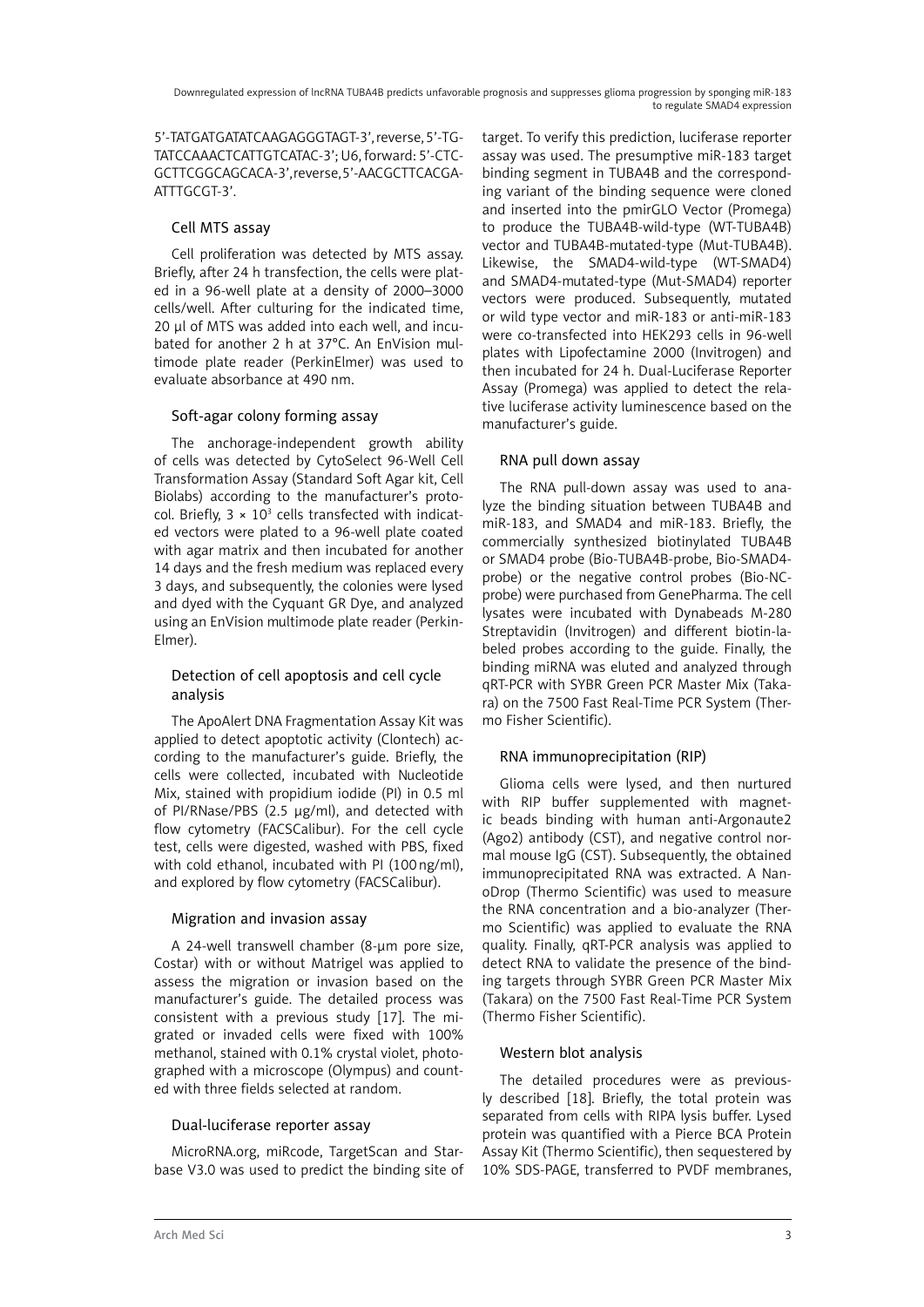5'-TATGATGATATCAAGAGGGTAGT-3', reverse, 5'-TGTATCCAAACTCATTGTCATAC-3'; U6, forward: 5'-CTCGCTTCGGCAGCACA-3', reverse, 5'-AACGCTTCACGAATTTGCGT-3'.

### Cell MTS assay

Cell proliferation was detected by MTS assay. Briefly, after 24 h transfection, the cells were plated in a 96-well plate at a density of 2000–3000 cells/well. After culturing for the indicated time, 20 µl of MTS was added into each well, and incubated for another 2 h at 37°C. An EnVision multimode plate reader (PerkinElmer) was used to evaluate absorbance at 490 nm.

### Soft-agar colony forming assay

The anchorage-independent growth ability of cells was detected by CytoSelect 96-Well Cell Transformation Assay (Standard Soft Agar kit, Cell Biolabs) according to the manufacturer's protocol. Briefly, $3 \times 10^3$ cells transfected with indicated vectors were plated to a 96-well plate coated with agar matrix and then incubated for another 14 days and the fresh medium was replaced every 3 days, and subsequently, the colonies were lysed and dyed with the Cyquant GR Dye, and analyzed using an EnVision multimode plate reader (PerkinElmer).

### Detection of cell apoptosis and cell cycle analysis

The ApoAlert DNA Fragmentation Assay Kit was applied to detect apoptotic activity (Clontech) according to the manufacturer's guide. Briefly, the cells were collected, incubated with Nucleotide Mix, stained with propidium iodide (PI) in 0.5 ml of PI/RNase/PBS (2.5 µg/ml), and detected with flow cytometry (FACSCalibur). For the cell cycle test, cells were digested, washed with PBS, fixed with cold ethanol, incubated with PI (100 ng/ml), and explored by flow cytometry (FACSCalibur).

### Migration and invasion assay

A 24-well transwell chamber (8-µm pore size, Costar) with or without Matrigel was applied to assess the migration or invasion based on the manufacturer's guide. The detailed process was consistent with a previous study [17]. The migrated or invaded cells were fixed with 100% methanol, stained with 0.1% crystal violet, photographed with a microscope (Olympus) and counted with three fields selected at random.

### Dual-luciferase reporter assay

MicroRNA.org, miRcode, TargetScan and Starbase V3.0 was used to predict the binding site of target. To verify this prediction, luciferase reporter assay was used. The presumptive miR-183 target binding segment in TUBA4B and the corresponding variant of the binding sequence were cloned and inserted into the pmirGLO Vector (Promega) to produce the TUBA4B-wild-type (WT-TUBA4B) vector and TUBA4B-mutated-type (Mut-TUBA4B). Likewise, the SMAD4-wild-type (WT-SMAD4) and SMAD4-mutated-type (Mut-SMAD4) reporter vectors were produced. Subsequently, mutated or wild type vector and miR-183 or anti-miR-183 were co-transfected into HEK293 cells in 96-well plates with Lipofectamine 2000 (Invitrogen) and then incubated for 24 h. Dual-Luciferase Reporter Assay (Promega) was applied to detect the relative luciferase activity luminescence based on the manufacturer's guide.

### RNA pull down assay

The RNA pull-down assay was used to analyze the binding situation between TUBA4B and miR-183, and SMAD4 and miR-183. Briefly, the commercially synthesized biotinylated TUBA4B or SMAD4 probe (Bio-TUBA4B-probe, Bio-SMAD4-probe) or the negative control probes (Bio-NC-probe) were purchased from GenePharma. The cell lysates were incubated with Dynabeads M-280 Streptavidin (Invitrogen) and different biotin-labeled probes according to the guide. Finally, the binding miRNA was eluted and analyzed through qRT-PCR with SYBR Green PCR Master Mix (Takara) on the 7500 Fast Real-Time PCR System (Thermo Fisher Scientific).

### RNA immunoprecipitation (RIP)

Glioma cells were lysed, and then nurtured with RIP buffer supplemented with magnetic beads binding with human anti-Argonaute2 (Ago2) antibody (CST), and negative control normal mouse IgG (CST). Subsequently, the obtained immunoprecipitated RNA was extracted. A NanoDrop (Thermo Scientific) was used to measure the RNA concentration and a bio-analyzer (Thermo Scientific) was applied to evaluate the RNA quality. Finally, qRT-PCR analysis was applied to detect RNA to validate the presence of the binding targets through SYBR Green PCR Master Mix (Takara) on the 7500 Fast Real-Time PCR System (Thermo Fisher Scientific).

### Western blot analysis

The detailed procedures were as previously described [18]. Briefly, the total protein was separated from cells with RIPA lysis buffer. Lysed protein was quantified with a Pierce BCA Protein Assay Kit (Thermo Scientific), then sequestered by 10% SDS-PAGE, transferred to PVDF membranes,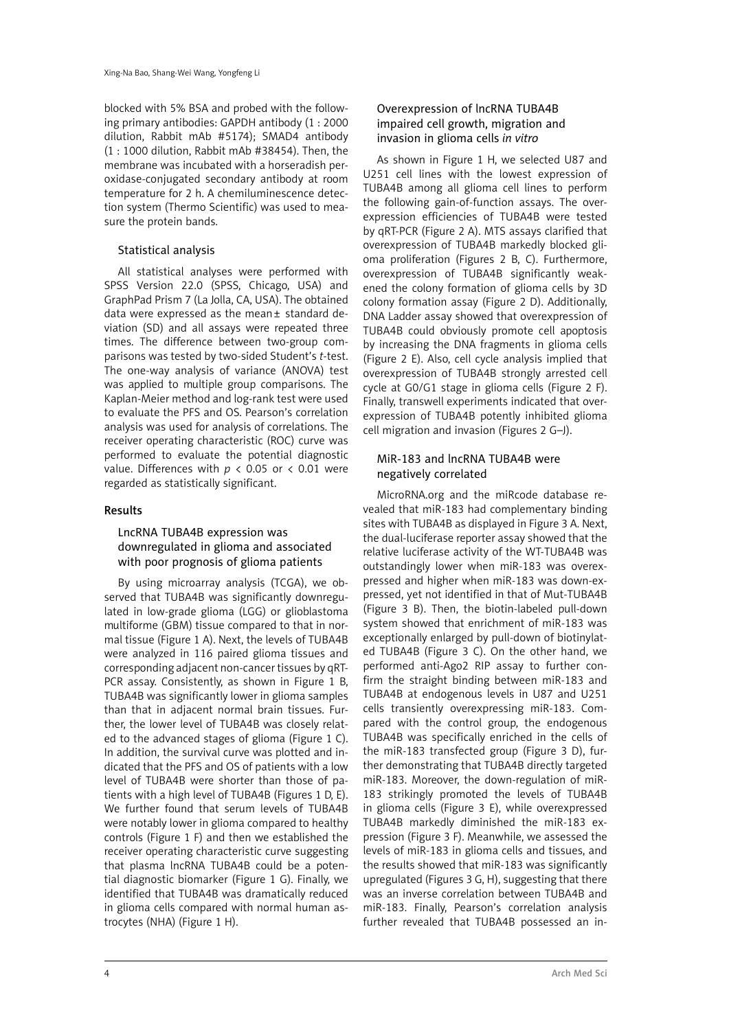blocked with 5% BSA and probed with the following primary antibodies: GAPDH antibody (1 : 2000 dilution, Rabbit mAb #5174); SMAD4 antibody (1 : 1000 dilution, Rabbit mAb #38454). Then, the membrane was incubated with a horseradish peroxidase-conjugated secondary antibody at room temperature for 2 h. A chemiluminescence detection system (Thermo Scientific) was used to measure the protein bands.

### Statistical analysis

All statistical analyses were performed with SPSS Version 22.0 (SPSS, Chicago, USA) and GraphPad Prism 7 (La Jolla, CA, USA). The obtained data were expressed as the mean± standard deviation (SD) and all assays were repeated three times. The difference between two-group comparisons was tested by two-sided Student's *t*-test. The one-way analysis of variance (ANOVA) test was applied to multiple group comparisons. The Kaplan-Meier method and log-rank test were used to evaluate the PFS and OS. Pearson's correlation analysis was used for analysis of correlations. The receiver operating characteristic (ROC) curve was performed to evaluate the potential diagnostic value. Differences with $p < 0.05$ or $< 0.01$ were regarded as statistically significant.

## Results

### LncRNA TUBA4B expression was downregulated in glioma and associated with poor prognosis of glioma patients

By using microarray analysis (TCGA), we observed that TUBA4B was significantly downregulated in low-grade glioma (LGG) or glioblastoma multiforme (GBM) tissue compared to that in normal tissue (Figure 1 A). Next, the levels of TUBA4B were analyzed in 116 paired glioma tissues and corresponding adjacent non-cancer tissues by qRT-PCR assay. Consistently, as shown in Figure 1 B, TUBA4B was significantly lower in glioma samples than that in adjacent normal brain tissues. Further, the lower level of TUBA4B was closely related to the advanced stages of glioma (Figure 1 C). In addition, the survival curve was plotted and indicated that the PFS and OS of patients with a low level of TUBA4B were shorter than those of patients with a high level of TUBA4B (Figures 1 D, E). We further found that serum levels of TUBA4B were notably lower in glioma compared to healthy controls (Figure 1 F) and then we established the receiver operating characteristic curve suggesting that plasma lncRNA TUBA4B could be a potential diagnostic biomarker (Figure 1 G). Finally, we identified that TUBA4B was dramatically reduced in glioma cells compared with normal human astrocytes (NHA) (Figure 1 H).

### Overexpression of lncRNA TUBA4B impaired cell growth, migration and invasion in glioma cells *in vitro*

As shown in Figure 1 H, we selected U87 and U251 cell lines with the lowest expression of TUBA4B among all glioma cell lines to perform the following gain-of-function assays. The overexpression efficiencies of TUBA4B were tested by qRT-PCR (Figure 2 A). MTS assays clarified that overexpression of TUBA4B markedly blocked glioma proliferation (Figures 2 B, C). Furthermore, overexpression of TUBA4B significantly weakened the colony formation of glioma cells by 3D colony formation assay (Figure 2 D). Additionally, DNA Ladder assay showed that overexpression of TUBA4B could obviously promote cell apoptosis by increasing the DNA fragments in glioma cells (Figure 2 E). Also, cell cycle analysis implied that overexpression of TUBA4B strongly arrested cell cycle at G0/G1 stage in glioma cells (Figure 2 F). Finally, transwell experiments indicated that overexpression of TUBA4B potently inhibited glioma cell migration and invasion (Figures 2 G–J).

### MiR-183 and lncRNA TUBA4B were negatively correlated

MicroRNA.org and the miRcode database revealed that miR-183 had complementary binding sites with TUBA4B as displayed in Figure 3 A. Next, the dual-luciferase reporter assay showed that the relative luciferase activity of the WT-TUBA4B was outstandingly lower when miR-183 was overexpressed and higher when miR-183 was down-expressed, yet not identified in that of Mut-TUBA4B (Figure 3 B). Then, the biotin-labeled pull-down system showed that enrichment of miR-183 was exceptionally enlarged by pull-down of biotinylated TUBA4B (Figure 3 C). On the other hand, we performed anti-Ago2 RIP assay to further confirm the straight binding between miR-183 and TUBA4B at endogenous levels in U87 and U251 cells transiently overexpressing miR-183. Compared with the control group, the endogenous TUBA4B was specifically enriched in the cells of the miR-183 transfected group (Figure 3 D), further demonstrating that TUBA4B directly targeted miR-183. Moreover, the down-regulation of miR-183 strikingly promoted the levels of TUBA4B in glioma cells (Figure 3 E), while overexpressed TUBA4B markedly diminished the miR-183 expression (Figure 3 F). Meanwhile, we assessed the levels of miR-183 in glioma cells and tissues, and the results showed that miR-183 was significantly upregulated (Figures 3 G, H), suggesting that there was an inverse correlation between TUBA4B and miR-183. Finally, Pearson's correlation analysis further revealed that TUBA4B possessed an in-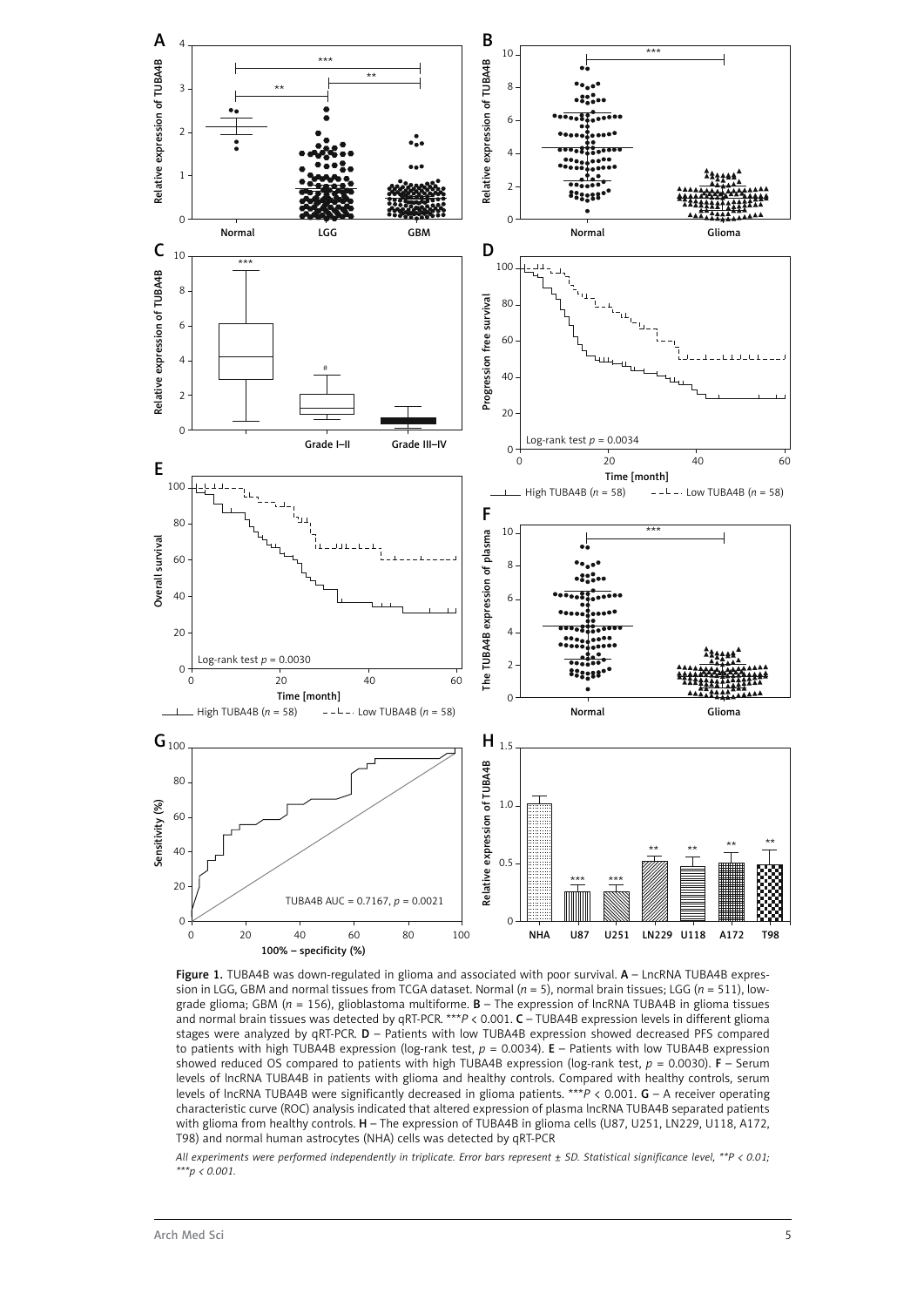**Figure 1.** TUBA4B was down-regulated in glioma and associated with poor survival. **A** – LncRNA TUBA4B expression in LGG, GBM and normal tissues from TCGA dataset. Normal ($n$ = 5), normal brain tissues; LGG ($n$ = 511), low-grade glioma; GBM ($n$ = 156), glioblastoma multiforme. **B** – The expression of lncRNA TUBA4B in glioma tissues and normal brain tissues was detected by qRT-PCR. ***$P$ < 0.001. **C** – TUBA4B expression levels in different glioma stages were analyzed by qRT-PCR. **D** – Patients with low TUBA4B expression showed decreased PFS compared to patients with high TUBA4B expression (log-rank test, $p$ = 0.0034). **E** – Patients with low TUBA4B expression showed reduced OS compared to patients with high TUBA4B expression (log-rank test, $p$ = 0.0030). **F** – Serum levels of lncRNA TUBA4B in patients with glioma and healthy controls. Compared with healthy controls, serum levels of lncRNA TUBA4B were significantly decreased in glioma patients. ***$P$ < 0.001. **G** – A receiver operating characteristic curve (ROC) analysis indicated that altered expression of plasma lncRNA TUBA4B separated patients with glioma from healthy controls. **H** – The expression of TUBA4B in glioma cells (U87, U251, LN229, U118, A172, T98) and normal human astrocytes (NHA) cells was detected by qRT-PCR

*All experiments were performed independently in triplicate. Error bars represent ± SD. Statistical significance level, **P < 0.01; ***p < 0.001.*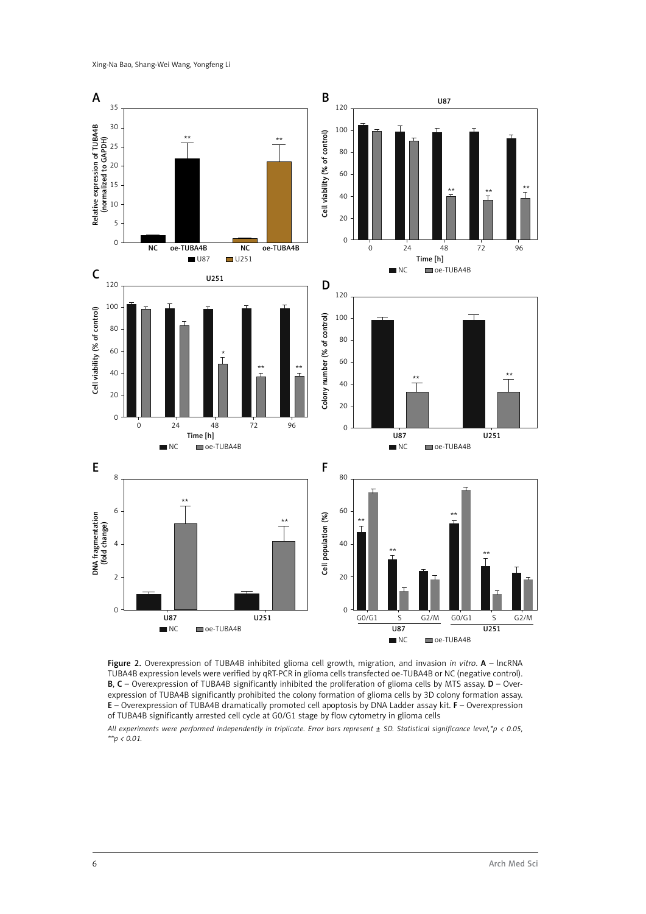Figure 2. Overexpression of TUBA4B inhibited glioma cell growth, migration, and invasion *in vitro*. **A** – lncRNA TUBA4B expression levels were verified by qRT-PCR in glioma cells transfected oe-TUBA4B or NC (negative control). **B**, **C** – Overexpression of TUBA4B significantly inhibited the proliferation of glioma cells by MTS assay. **D** – Overexpression of TUBA4B significantly prohibited the colony formation of glioma cells by 3D colony formation assay. **E** – Overexpression of TUBA4B dramatically promoted cell apoptosis by DNA Ladder assay kit. **F** – Overexpression of TUBA4B significantly arrested cell cycle at G0/G1 stage by flow cytometry in glioma cells

*All experiments were performed independently in triplicate. Error bars represent ± SD. Statistical significance level,\*p < 0.05, \*\*p < 0.01.*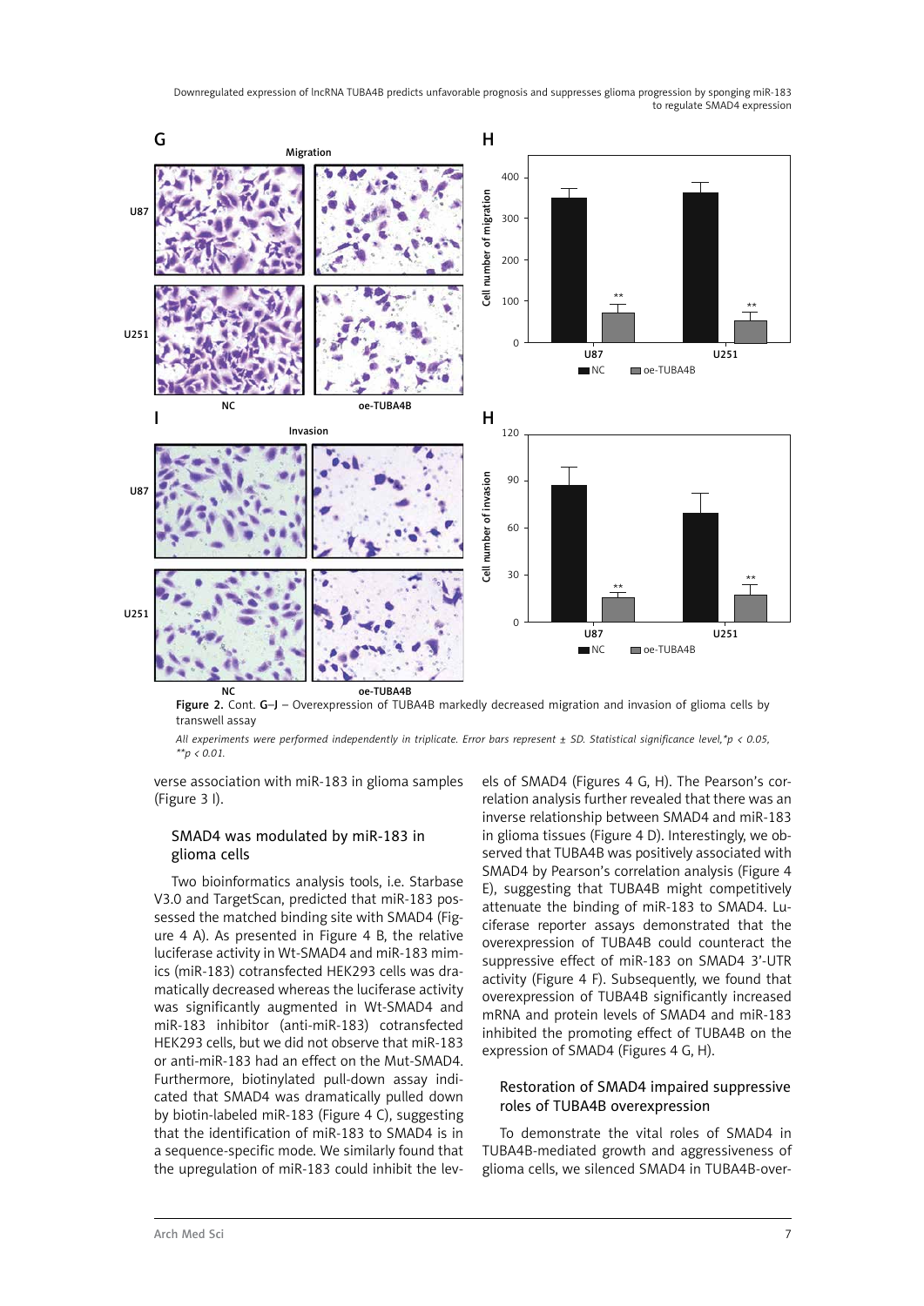Figure 2. Cont. G–J – Overexpression of TUBA4B markedly decreased migration and invasion of glioma cells by transwell assay

*All experiments were performed independently in triplicate. Error bars represent ± SD. Statistical significance level,\*p < 0.05, \*\*p < 0.01.*

verse association with miR-183 in glioma samples (Figure 3 I).

### SMAD4 was modulated by miR-183 in glioma cells

Two bioinformatics analysis tools, i.e. Starbase V3.0 and TargetScan, predicted that miR-183 possessed the matched binding site with SMAD4 (Figure 4 A). As presented in Figure 4 B, the relative luciferase activity in Wt-SMAD4 and miR-183 mimics (miR-183) cotransfected HEK293 cells was dramatically decreased whereas the luciferase activity was significantly augmented in Wt-SMAD4 and miR-183 inhibitor (anti-miR-183) cotransfected HEK293 cells, but we did not observe that miR-183 or anti-miR-183 had an effect on the Mut-SMAD4. Furthermore, biotinylated pull-down assay indicated that SMAD4 was dramatically pulled down by biotin-labeled miR-183 (Figure 4 C), suggesting that the identification of miR-183 to SMAD4 is in a sequence-specific mode. We similarly found that the upregulation of miR-183 could inhibit the levels of SMAD4 (Figures 4 G, H). The Pearson's correlation analysis further revealed that there was an inverse relationship between SMAD4 and miR-183 in glioma tissues (Figure 4 D). Interestingly, we observed that TUBA4B was positively associated with SMAD4 by Pearson's correlation analysis (Figure 4 E), suggesting that TUBA4B might competitively attenuate the binding of miR-183 to SMAD4. Luciferase reporter assays demonstrated that the overexpression of TUBA4B could counteract the suppressive effect of miR-183 on SMAD4 3'-UTR activity (Figure 4 F). Subsequently, we found that overexpression of TUBA4B significantly increased mRNA and protein levels of SMAD4 and miR-183 inhibited the promoting effect of TUBA4B on the expression of SMAD4 (Figures 4 G, H).

### Restoration of SMAD4 impaired suppressive roles of TUBA4B overexpression

To demonstrate the vital roles of SMAD4 in TUBA4B-mediated growth and aggressiveness of glioma cells, we silenced SMAD4 in TUBA4B-over-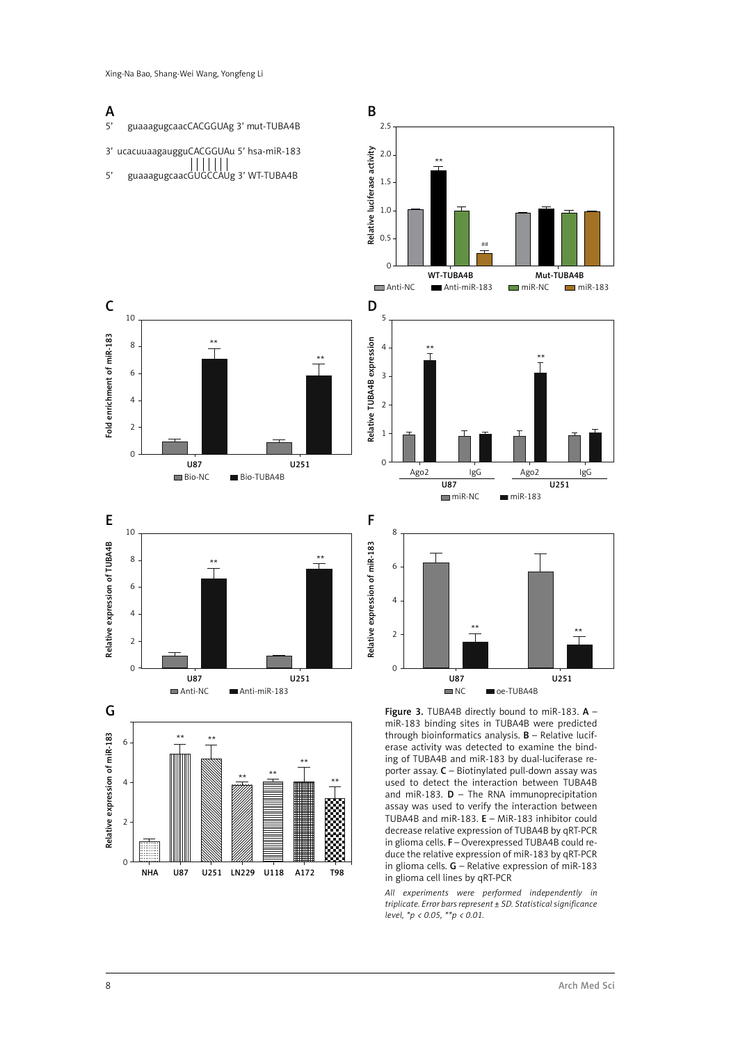A

5' guaaagugcaacCACGGUAg 3' mut-TUBA4B

3' ucacuuaagaugguCACGGUAu 5' hsa-miR-183

5' guaaagugcaacGUGCCAUg 3' WT-TUBA4B

**Figure 3.** TUBA4B directly bound to miR-183. **A** – miR-183 binding sites in TUBA4B were predicted through bioinformatics analysis. **B** – Relative luciferase activity was detected to examine the binding of TUBA4B and miR-183 by dual-luciferase reporter assay. **C** – Biotinylated pull-down assay was used to detect the interaction between TUBA4B and miR-183. **D** – The RNA immunoprecipitation assay was used to verify the interaction between TUBA4B and miR-183. **E** – MiR-183 inhibitor could decrease relative expression of TUBA4B by qRT-PCR in glioma cells. **F** – Overexpressed TUBA4B could reduce the relative expression of miR-183 by qRT-PCR in glioma cells. **G** – Relative expression of miR-183 in glioma cell lines by qRT-PCR

*All experiments were performed independently in triplicate. Error bars represent ± SD. Statistical significance level, \*p < 0.05, \*\*p < 0.01.*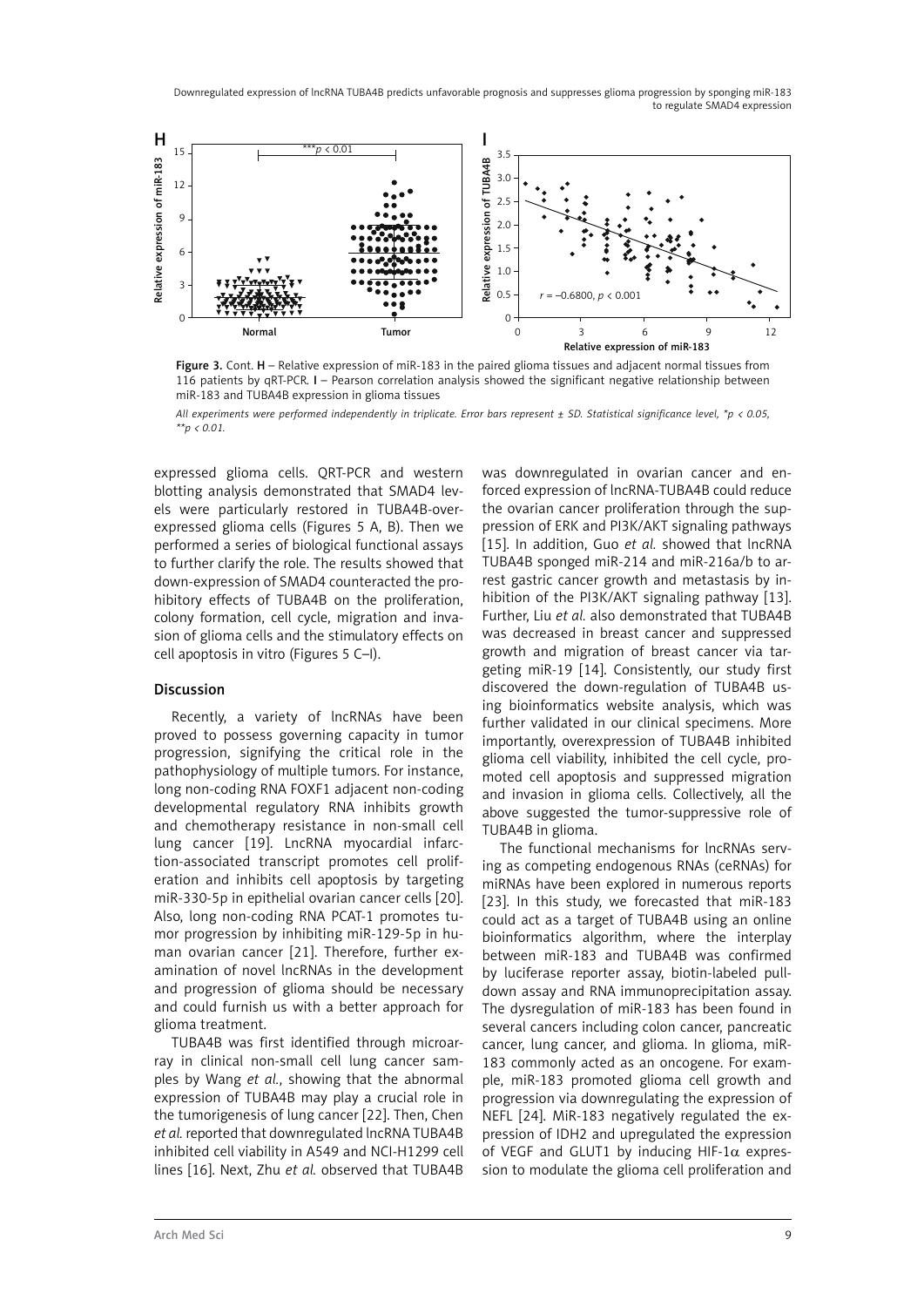Figure 3. Cont. H – Relative expression of miR-183 in the paired glioma tissues and adjacent normal tissues from 116 patients by qRT-PCR. I – Pearson correlation analysis showed the significant negative relationship between miR-183 and TUBA4B expression in glioma tissues

*All experiments were performed independently in triplicate. Error bars represent ± SD. Statistical significance level, *p < 0.05, **p < 0.01.*

expressed glioma cells. QRT-PCR and western blotting analysis demonstrated that SMAD4 levels were particularly restored in TUBA4B-overexpressed glioma cells (Figures 5 A, B). Then we performed a series of biological functional assays to further clarify the role. The results showed that down-expression of SMAD4 counteracted the prohibitory effects of TUBA4B on the proliferation, colony formation, cell cycle, migration and invasion of glioma cells and the stimulatory effects on cell apoptosis in vitro (Figures 5 C–I).

## Discussion

Recently, a variety of lncRNAs have been proved to possess governing capacity in tumor progression, signifying the critical role in the pathophysiology of multiple tumors. For instance, long non-coding RNA FOXF1 adjacent non-coding developmental regulatory RNA inhibits growth and chemotherapy resistance in non-small cell lung cancer [19]. LncRNA myocardial infarction-associated transcript promotes cell proliferation and inhibits cell apoptosis by targeting miR-330-5p in epithelial ovarian cancer cells [20]. Also, long non-coding RNA PCAT-1 promotes tumor progression by inhibiting miR-129-5p in human ovarian cancer [21]. Therefore, further examination of novel lncRNAs in the development and progression of glioma should be necessary and could furnish us with a better approach for glioma treatment.

TUBA4B was first identified through microarray in clinical non-small cell lung cancer samples by Wang *et al.*, showing that the abnormal expression of TUBA4B may play a crucial role in the tumorigenesis of lung cancer [22]. Then, Chen *et al.* reported that downregulated lncRNA TUBA4B inhibited cell viability in A549 and NCI-H1299 cell lines [16]. Next, Zhu *et al.* observed that TUBA4B was downregulated in ovarian cancer and enforced expression of lncRNA-TUBA4B could reduce the ovarian cancer proliferation through the suppression of ERK and PI3K/AKT signaling pathways [15]. In addition, Guo *et al.* showed that lncRNA TUBA4B sponged miR-214 and miR-216a/b to arrest gastric cancer growth and metastasis by inhibition of the PI3K/AKT signaling pathway [13]. Further, Liu *et al.* also demonstrated that TUBA4B was decreased in breast cancer and suppressed growth and migration of breast cancer via targeting miR-19 [14]. Consistently, our study first discovered the down-regulation of TUBA4B using bioinformatics website analysis, which was further validated in our clinical specimens. More importantly, overexpression of TUBA4B inhibited glioma cell viability, inhibited the cell cycle, promoted cell apoptosis and suppressed migration and invasion in glioma cells. Collectively, all the above suggested the tumor-suppressive role of TUBA4B in glioma.

The functional mechanisms for lncRNAs serving as competing endogenous RNAs (ceRNAs) for miRNAs have been explored in numerous reports [23]. In this study, we forecasted that miR-183 could act as a target of TUBA4B using an online bioinformatics algorithm, where the interplay between miR-183 and TUBA4B was confirmed by luciferase reporter assay, biotin-labeled pull-down assay and RNA immunoprecipitation assay. The dysregulation of miR-183 has been found in several cancers including colon cancer, pancreatic cancer, lung cancer, and glioma. In glioma, miR-183 commonly acted as an oncogene. For example, miR-183 promoted glioma cell growth and progression via downregulating the expression of NEFL [24]. MiR-183 negatively regulated the expression of IDH2 and upregulated the expression of VEGF and GLUT1 by inducing HIF-1$\alpha$ expression to modulate the glioma cell proliferation and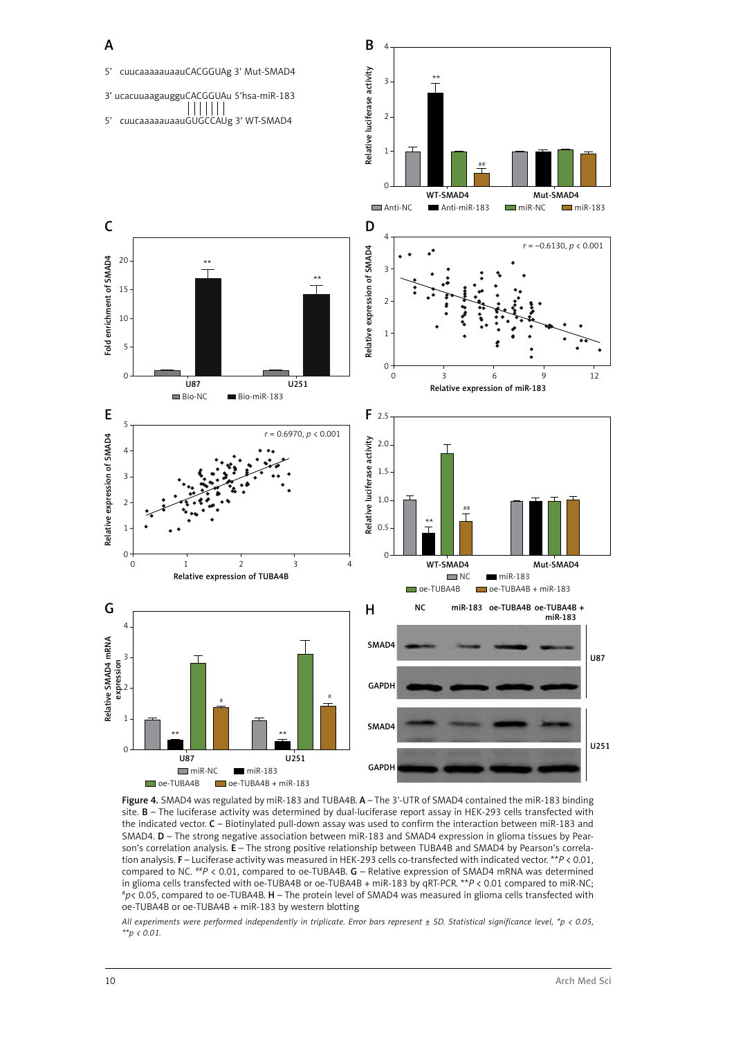Figure 4. SMAD4 was regulated by miR-183 and TUBA4B. A – The 3'-UTR of SMAD4 contained the miR-183 binding site. B – The luciferase activity was determined by dual-luciferase report assay in HEK-293 cells transfected with the indicated vector. C – Biotinylated pull-down assay was used to confirm the interaction between miR-183 and SMAD4. D – The strong negative association between miR-183 and SMAD4 expression in glioma tissues by Pearson's correlation analysis. E – The strong positive relationship between TUBA4B and SMAD4 by Pearson's correlation analysis. F – Luciferase activity was measured in HEK-293 cells co-transfected with indicated vector. $^{**}P < 0.01$, compared to NC. $^{\#\#}P < 0.01$, compared to oe-TUBA4B. G – Relative expression of SMAD4 mRNA was determined in glioma cells transfected with oe-TUBA4B or oe-TUBA4B + miR-183 by qRT-PCR. $^{**}P < 0.01$ compared to miR-NC; $^{\#}p < 0.05$, compared to oe-TUBA4B. H – The protein level of SMAD4 was measured in glioma cells transfected with oe-TUBA4B or oe-TUBA4B + miR-183 by western blotting

*All experiments were performed independently in triplicate. Error bars represent ± SD. Statistical significance level, \*p < 0.05, \*\*p < 0.01.*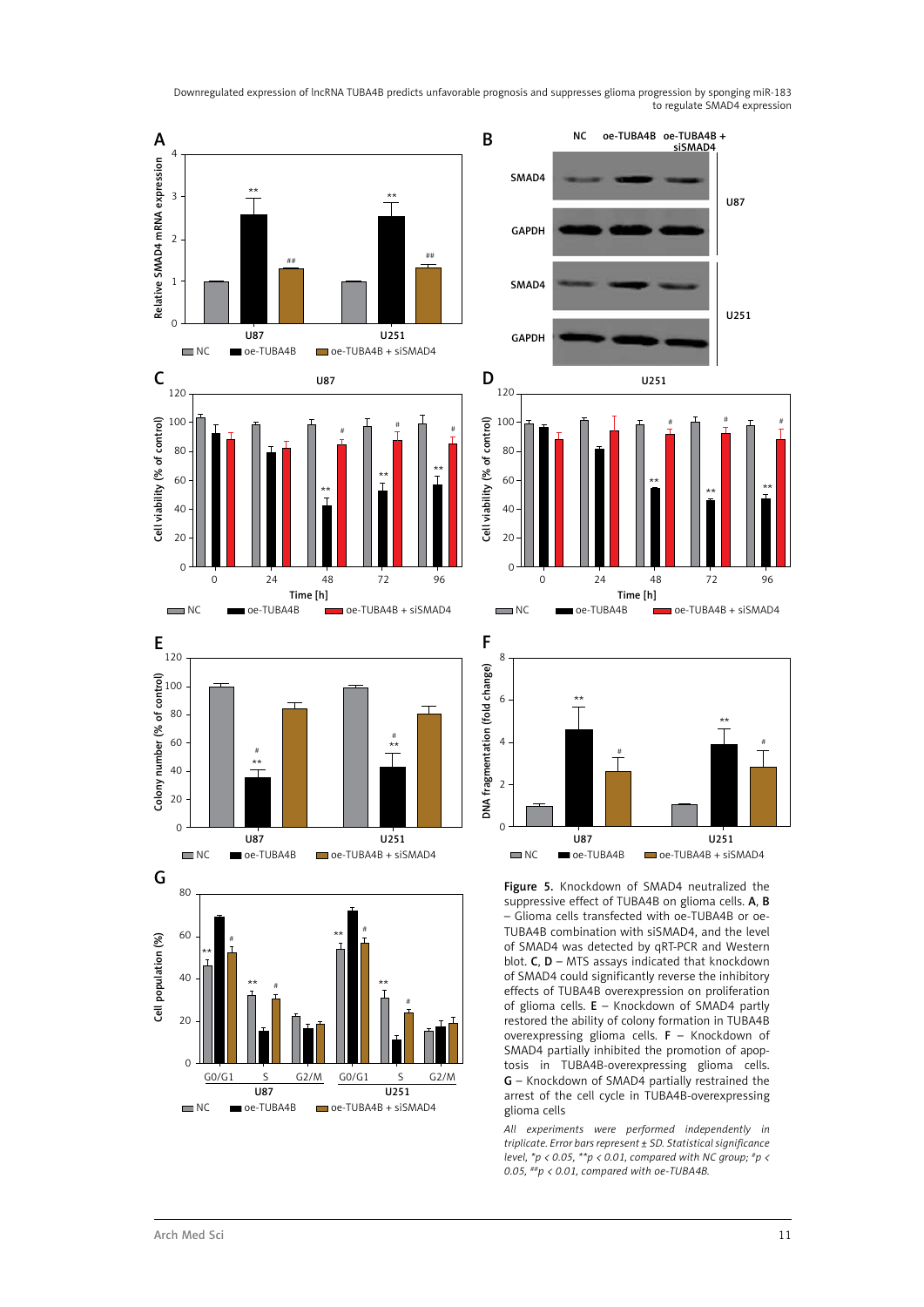**Figure 5.** Knockdown of SMAD4 neutralized the suppressive effect of TUBA4B on glioma cells. **A**, **B** – Glioma cells transfected with oe-TUBA4B or oe-TUBA4B combination with siSMAD4, and the level of SMAD4 was detected by qRT-PCR and Western blot. **C**, **D** – MTS assays indicated that knockdown of SMAD4 could significantly reverse the inhibitory effects of TUBA4B overexpression on proliferation of glioma cells. **E** – Knockdown of SMAD4 partly restored the ability of colony formation in TUBA4B overexpressing glioma cells. **F** – Knockdown of SMAD4 partially inhibited the promotion of apoptosis in TUBA4B-overexpressing glioma cells. **G** – Knockdown of SMAD4 partially restrained the arrest of the cell cycle in TUBA4B-overexpressing glioma cells

*All experiments were performed independently in triplicate. Error bars represent ± SD. Statistical significance level, *p < 0.05, **p < 0.01, compared with NC group; #p < 0.05, ##p < 0.01, compared with oe-TUBA4B.*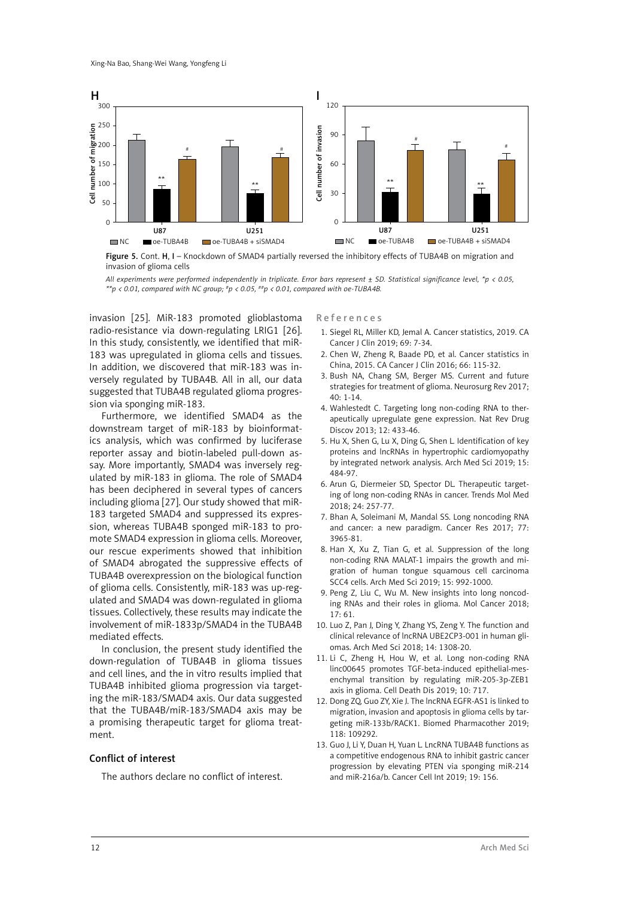Figure 5. Cont. H, I – Knockdown of SMAD4 partially reversed the inhibitory effects of TUBA4B on migration and invasion of glioma cells

*All experiments were performed independently in triplicate. Error bars represent ± SD. Statistical significance level, \*p < 0.05, \*\*p < 0.01, compared with NC group; #p < 0.05, ##p < 0.01, compared with oe-TUBA4B.*

invasion [25]. MiR-183 promoted glioblastoma radio-resistance via down-regulating LRIG1 [26]. In this study, consistently, we identified that miR-183 was upregulated in glioma cells and tissues. In addition, we discovered that miR-183 was inversely regulated by TUBA4B. All in all, our data suggested that TUBA4B regulated glioma progression via sponging miR-183.

Furthermore, we identified SMAD4 as the downstream target of miR-183 by bioinformatics analysis, which was confirmed by luciferase reporter assay and biotin-labeled pull-down assay. More importantly, SMAD4 was inversely regulated by miR-183 in glioma. The role of SMAD4 has been deciphered in several types of cancers including glioma [27]. Our study showed that miR-183 targeted SMAD4 and suppressed its expression, whereas TUBA4B sponged miR-183 to promote SMAD4 expression in glioma cells. Moreover, our rescue experiments showed that inhibition of SMAD4 abrogated the suppressive effects of TUBA4B overexpression on the biological function of glioma cells. Consistently, miR-183 was up-regulated and SMAD4 was down-regulated in glioma tissues. Collectively, these results may indicate the involvement of miR-1833p/SMAD4 in the TUBA4B mediated effects.

In conclusion, the present study identified the down-regulation of TUBA4B in glioma tissues and cell lines, and the in vitro results implied that TUBA4B inhibited glioma progression via targeting the miR-183/SMAD4 axis. Our data suggested that the TUBA4B/miR-183/SMAD4 axis may be a promising therapeutic target for glioma treatment.

## Conflict of interest

The authors declare no conflict of interest.

## References

1. Siegel RL, Miller KD, Jemal A. Cancer statistics, 2019. CA Cancer J Clin 2019; 69: 7-34.
2. Chen W, Zheng R, Baade PD, et al. Cancer statistics in China, 2015. CA Cancer J Clin 2016; 66: 115-32.
3. Bush NA, Chang SM, Berger MS. Current and future strategies for treatment of glioma. Neurosurg Rev 2017; 40: 1-14.
4. Wahlestedt C. Targeting long non-coding RNA to therapeutically upregulate gene expression. Nat Rev Drug Discov 2013; 12: 433-46.
5. Hu X, Shen G, Lu X, Ding G, Shen L. Identification of key proteins and lncRNAs in hypertrophic cardiomyopathy by integrated network analysis. Arch Med Sci 2019; 15: 484-97.
6. Arun G, Diermeier SD, Spector DL. Therapeutic targeting of long non-coding RNAs in cancer. Trends Mol Med 2018; 24: 257-77.
7. Bhan A, Soleimani M, Mandal SS. Long noncoding RNA and cancer: a new paradigm. Cancer Res 2017; 77: 3965-81.
8. Han X, Xu Z, Tian G, et al. Suppression of the long non-coding RNA MALAT-1 impairs the growth and migration of human tongue squamous cell carcinoma SCC4 cells. Arch Med Sci 2019; 15: 992-1000.
9. Peng Z, Liu C, Wu M. New insights into long noncoding RNAs and their roles in glioma. Mol Cancer 2018; 17: 61.
10. Luo Z, Pan J, Ding Y, Zhang YS, Zeng Y. The function and clinical relevance of lncRNA UBE2CP3-001 in human gliomas. Arch Med Sci 2018; 14: 1308-20.
11. Li C, Zheng H, Hou W, et al. Long non-coding RNA linc00645 promotes TGF-beta-induced epithelial-mesenchymal transition by regulating miR-205-3p-ZEB1 axis in glioma. Cell Death Dis 2019; 10: 717.
12. Dong ZQ, Guo ZY, Xie J. The lncRNA EGFR-AS1 is linked to migration, invasion and apoptosis in glioma cells by targeting miR-133b/RACK1. Biomed Pharmacother 2019; 118: 109292.
13. Guo J, Li Y, Duan H, Yuan L. LncRNA TUBA4B functions as a competitive endogenous RNA to inhibit gastric cancer progression by elevating PTEN via sponging miR-214 and miR-216a/b. Cancer Cell Int 2019; 19: 156.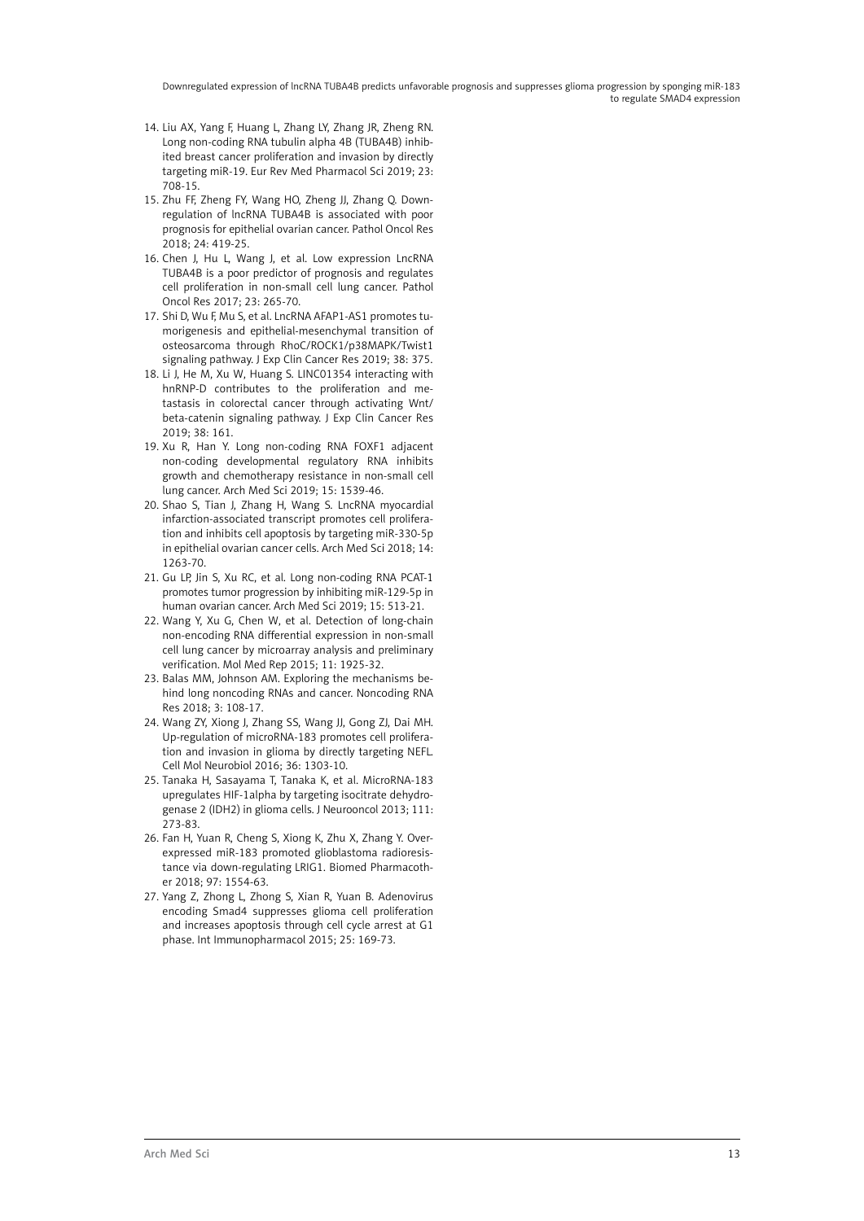14. Liu AX, Yang F, Huang L, Zhang LY, Zhang JR, Zheng RN. Long non-coding RNA tubulin alpha 4B (TUBA4B) inhibited breast cancer proliferation and invasion by directly targeting miR-19. Eur Rev Med Pharmacol Sci 2019; 23: 708-15.
15. Zhu FF, Zheng FY, Wang HO, Zheng JJ, Zhang Q. Downregulation of lncRNA TUBA4B is associated with poor prognosis for epithelial ovarian cancer. Pathol Oncol Res 2018; 24: 419-25.
16. Chen J, Hu L, Wang J, et al. Low expression LncRNA TUBA4B is a poor predictor of prognosis and regulates cell proliferation in non-small cell lung cancer. Pathol Oncol Res 2017; 23: 265-70.
17. Shi D, Wu F, Mu S, et al. LncRNA AFAP1-AS1 promotes tumorigenesis and epithelial-mesenchymal transition of osteosarcoma through RhoC/ROCK1/p38MAPK/Twist1 signaling pathway. J Exp Clin Cancer Res 2019; 38: 375.
18. Li J, He M, Xu W, Huang S. LINC01354 interacting with hnRNP-D contributes to the proliferation and metastasis in colorectal cancer through activating Wnt/beta-catenin signaling pathway. J Exp Clin Cancer Res 2019; 38: 161.
19. Xu R, Han Y. Long non-coding RNA FOXF1 adjacent non-coding developmental regulatory RNA inhibits growth and chemotherapy resistance in non-small cell lung cancer. Arch Med Sci 2019; 15: 1539-46.
20. Shao S, Tian J, Zhang H, Wang S. LncRNA myocardial infarction-associated transcript promotes cell proliferation and inhibits cell apoptosis by targeting miR-330-5p in epithelial ovarian cancer cells. Arch Med Sci 2018; 14: 1263-70.
21. Gu LP, Jin S, Xu RC, et al. Long non-coding RNA PCAT-1 promotes tumor progression by inhibiting miR-129-5p in human ovarian cancer. Arch Med Sci 2019; 15: 513-21.
22. Wang Y, Xu G, Chen W, et al. Detection of long-chain non-encoding RNA differential expression in non-small cell lung cancer by microarray analysis and preliminary verification. Mol Med Rep 2015; 11: 1925-32.
23. Balas MM, Johnson AM. Exploring the mechanisms behind long noncoding RNAs and cancer. Noncoding RNA Res 2018; 3: 108-17.
24. Wang ZY, Xiong J, Zhang SS, Wang JJ, Gong ZJ, Dai MH. Up-regulation of microRNA-183 promotes cell proliferation and invasion in glioma by directly targeting NEFL. Cell Mol Neurobiol 2016; 36: 1303-10.
25. Tanaka H, Sasayama T, Tanaka K, et al. MicroRNA-183 upregulates HIF-1alpha by targeting isocitrate dehydrogenase 2 (IDH2) in glioma cells. J Neurooncol 2013; 111: 273-83.
26. Fan H, Yuan R, Cheng S, Xiong K, Zhu X, Zhang Y. Overexpressed miR-183 promoted glioblastoma radioresistance via down-regulating LRIG1. Biomed Pharmacother 2018; 97: 1554-63.
27. Yang Z, Zhong L, Zhong S, Xian R, Yuan B. Adenovirus encoding Smad4 suppresses glioma cell proliferation and increases apoptosis through cell cycle arrest at G1 phase. Int Immunopharmacol 2015; 25: 169-73.